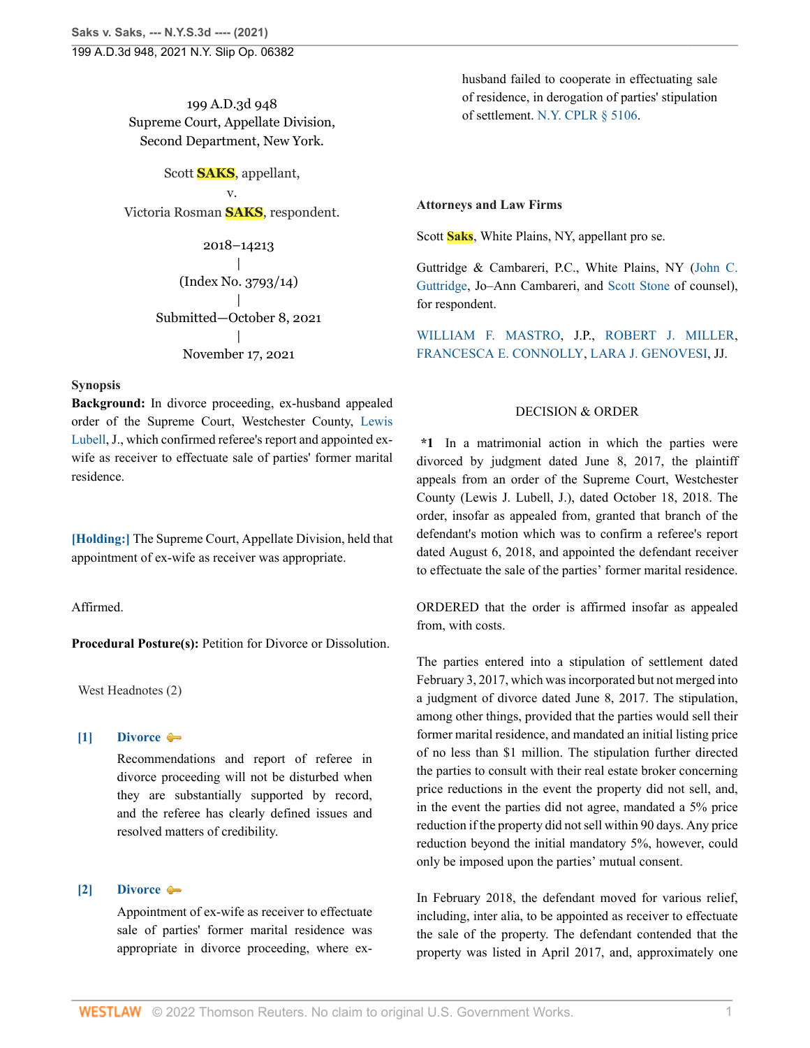199 A.D.3d 948
Supreme Court, Appellate Division,
Second Department, New York.

Scott **SAKS**, appellant,
v.
Victoria Rosman **SAKS**, respondent.

2018–14213
|
(Index No. 3793/14)
|
Submitted—October 8, 2021
|
November 17, 2021

**Synopsis**

**Background:** In divorce proceeding, ex-husband appealed order of the Supreme Court, Westchester County, Lewis Lubell, J., which confirmed referee's report and appointed ex-wife as receiver to effectuate sale of parties' former marital residence.

**[Holding:]** The Supreme Court, Appellate Division, held that appointment of ex-wife as receiver was appropriate.

Affirmed.

**Procedural Posture(s):** Petition for Divorce or Dissolution.

West Headnotes (2)

**[1]** **Divorce**

Recommendations and report of referee in divorce proceeding will not be disturbed when they are substantially supported by record, and the referee has clearly defined issues and resolved matters of credibility.

**[2]** **Divorce**

Appointment of ex-wife as receiver to effectuate sale of parties' former marital residence was appropriate in divorce proceeding, where ex-husband failed to cooperate in effectuating sale of residence, in derogation of parties' stipulation of settlement. N.Y. CPLR § 5106.

**Attorneys and Law Firms**

Scott **Saks**, White Plains, NY, appellant pro se.

Guttridge & Cambareri, P.C., White Plains, NY (John C. Guttridge, Jo–Ann Cambareri, and Scott Stone of counsel), for respondent.

WILLIAM F. MASTRO, J.P., ROBERT J. MILLER, FRANCESCA E. CONNOLLY, LARA J. GENOVESI, JJ.

DECISION & ORDER

**\*1** In a matrimonial action in which the parties were divorced by judgment dated June 8, 2017, the plaintiff appeals from an order of the Supreme Court, Westchester County (Lewis J. Lubell, J.), dated October 18, 2018. The order, insofar as appealed from, granted that branch of the defendant's motion which was to confirm a referee's report dated August 6, 2018, and appointed the defendant receiver to effectuate the sale of the parties' former marital residence.

ORDERED that the order is affirmed insofar as appealed from, with costs.

The parties entered into a stipulation of settlement dated February 3, 2017, which was incorporated but not merged into a judgment of divorce dated June 8, 2017. The stipulation, among other things, provided that the parties would sell their former marital residence, and mandated an initial listing price of no less than $1 million. The stipulation further directed the parties to consult with their real estate broker concerning price reductions in the event the property did not sell, and, in the event the parties did not agree, mandated a 5% price reduction if the property did not sell within 90 days. Any price reduction beyond the initial mandatory 5%, however, could only be imposed upon the parties' mutual consent.

In February 2018, the defendant moved for various relief, including, inter alia, to be appointed as receiver to effectuate the sale of the property. The defendant contended that the property was listed in April 2017, and, approximately one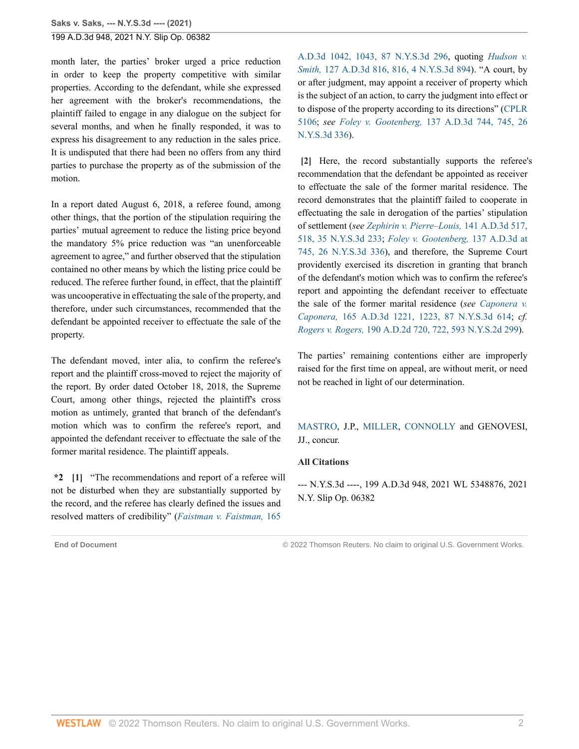month later, the parties' broker urged a price reduction in order to keep the property competitive with similar properties. According to the defendant, while she expressed her agreement with the broker's recommendations, the plaintiff failed to engage in any dialogue on the subject for several months, and when he finally responded, it was to express his disagreement to any reduction in the sales price. It is undisputed that there had been no offers from any third parties to purchase the property as of the submission of the motion.

In a report dated August 6, 2018, a referee found, among other things, that the portion of the stipulation requiring the parties' mutual agreement to reduce the listing price beyond the mandatory 5% price reduction was "an unenforceable agreement to agree," and further observed that the stipulation contained no other means by which the listing price could be reduced. The referee further found, in effect, that the plaintiff was uncooperative in effectuating the sale of the property, and therefore, under such circumstances, recommended that the defendant be appointed receiver to effectuate the sale of the property.

The defendant moved, inter alia, to confirm the referee's report and the plaintiff cross-moved to reject the majority of the report. By order dated October 18, 2018, the Supreme Court, among other things, rejected the plaintiff's cross motion as untimely, granted that branch of the defendant's motion which was to confirm the referee's report, and appointed the defendant receiver to effectuate the sale of the former marital residence. The plaintiff appeals.

**\*2** **[1]** "The recommendations and report of a referee will not be disturbed when they are substantially supported by the record, and the referee has clearly defined the issues and resolved matters of credibility" (*Faistman v. Faistman,* 165 A.D.3d 1042, 1043, 87 N.Y.S.3d 296, quoting *Hudson v. Smith,* 127 A.D.3d 816, 816, 4 N.Y.S.3d 894). "A court, by or after judgment, may appoint a receiver of property which is the subject of an action, to carry the judgment into effect or to dispose of the property according to its directions" (CPLR 5106; *see Foley v. Gootenberg,* 137 A.D.3d 744, 745, 26 N.Y.S.3d 336).

**[2]** Here, the record substantially supports the referee's recommendation that the defendant be appointed as receiver to effectuate the sale of the former marital residence. The record demonstrates that the plaintiff failed to cooperate in effectuating the sale in derogation of the parties' stipulation of settlement (*see Zephirin v. Pierre–Louis,* 141 A.D.3d 517, 518, 35 N.Y.S.3d 233; *Foley v. Gootenberg,* 137 A.D.3d at 745, 26 N.Y.S.3d 336), and therefore, the Supreme Court providently exercised its discretion in granting that branch of the defendant's motion which was to confirm the referee's report and appointing the defendant receiver to effectuate the sale of the former marital residence (*see Caponera v. Caponera,* 165 A.D.3d 1221, 1223, 87 N.Y.S.3d 614; *cf. Rogers v. Rogers,* 190 A.D.2d 720, 722, 593 N.Y.S.2d 299).

The parties' remaining contentions either are improperly raised for the first time on appeal, are without merit, or need not be reached in light of our determination.

MASTRO, J.P., MILLER, CONNOLLY and GENOVESI, JJ., concur.

**All Citations**

--- N.Y.S.3d ----, 199 A.D.3d 948, 2021 WL 5348876, 2021 N.Y. Slip Op. 06382

**End of Document** © 2022 Thomson Reuters. No claim to original U.S. Government Works.